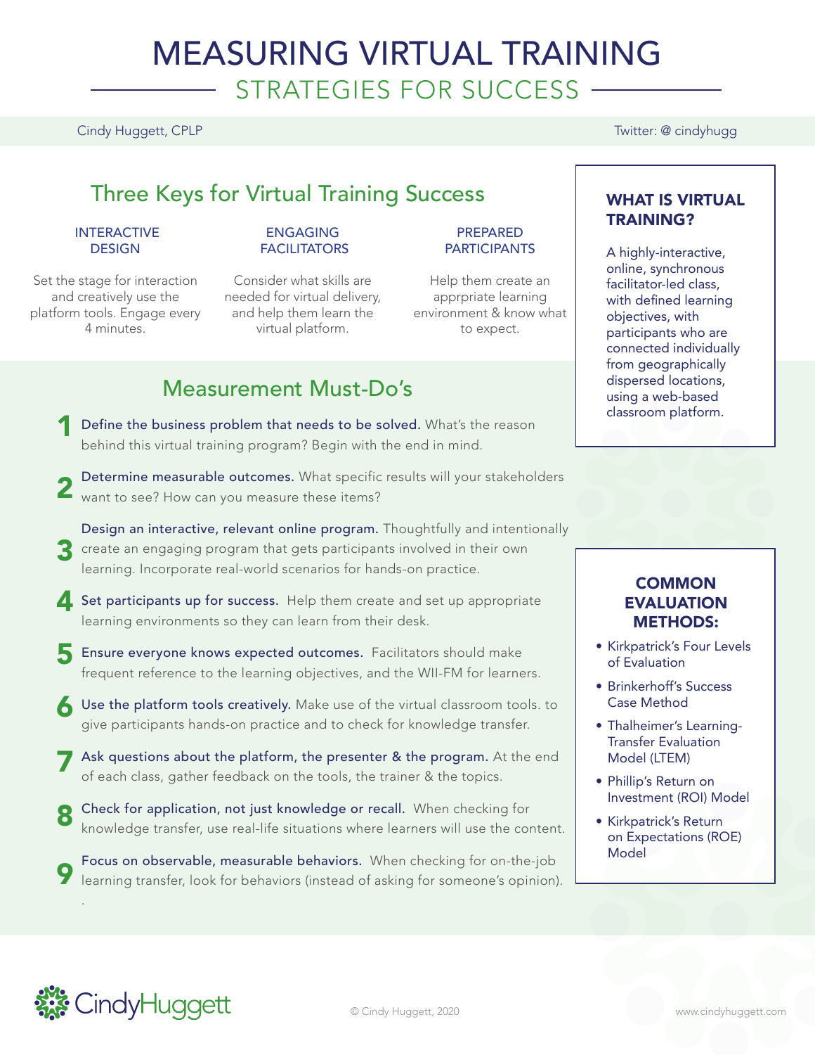# MEASURING VIRTUAL TRAINING

## STRATEGIES FOR SUCCESS

Cindy Huggett, CPLP

Twitter: @ cindyhugg

## Three Keys for Virtual Training Success

### INTERACTIVE DESIGN

Set the stage for interaction and creatively use the platform tools. Engage every 4 minutes.

### ENGAGING FACILITATORS

Consider what skills are needed for virtual delivery, and help them learn the virtual platform.

### PREPARED PARTICIPANTS

Help them create an apprpriate learning environment & know what to expect.

## WHAT IS VIRTUAL TRAINING?

A highly-interactive, online, synchronous facilitator-led class, with defined learning objectives, with participants who are connected individually from geographically dispersed locations, using a web-based classroom platform.

## Measurement Must-Do's

1. **Define the business problem that needs to be solved.** What's the reason behind this virtual training program? Begin with the end in mind.
2. **Determine measurable outcomes.** What specific results will your stakeholders want to see? How can you measure these items?
3. **Design an interactive, relevant online program.** Thoughtfully and intentionally create an engaging program that gets participants involved in their own learning. Incorporate real-world scenarios for hands-on practice.
4. **Set participants up for success.** Help them create and set up appropriate learning environments so they can learn from their desk.
5. **Ensure everyone knows expected outcomes.** Facilitators should make frequent reference to the learning objectives, and the WII-FM for learners.
6. **Use the platform tools creatively.** Make use of the virtual classroom tools. to give participants hands-on practice and to check for knowledge transfer.
7. **Ask questions about the platform, the presenter & the program.** At the end of each class, gather feedback on the tools, the trainer & the topics.
8. **Check for application, not just knowledge or recall.** When checking for knowledge transfer, use real-life situations where learners will use the content.
9. **Focus on observable, measurable behaviors.** When checking for on-the-job learning transfer, look for behaviors (instead of asking for someone's opinion).

## COMMON EVALUATION METHODS:

- Kirkpatrick's Four Levels of Evaluation
- Brinkerhoff's Success Case Method
- Thalheimer's Learning-Transfer Evaluation Model (LTEM)
- Phillip's Return on Investment (ROI) Model
- Kirkpatrick's Return on Expectations (ROE) Model

CindyHuggett

© Cindy Huggett, 2020

www.cindyhuggett.com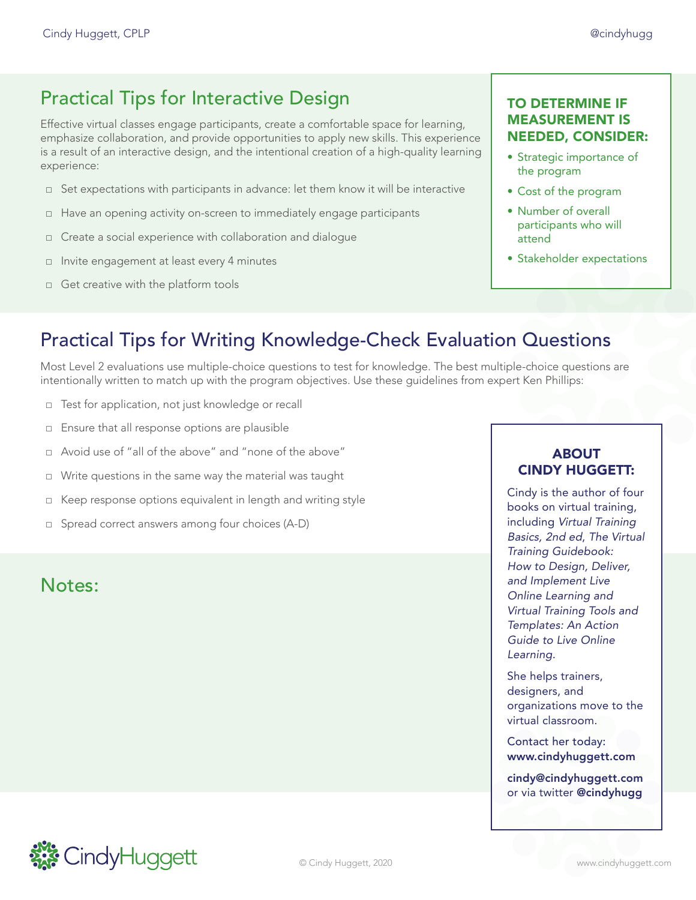## Practical Tips for Interactive Design

Effective virtual classes engage participants, create a comfortable space for learning, emphasize collaboration, and provide opportunities to apply new skills. This experience is a result of an interactive design, and the intentional creation of a high-quality learning experience:

- ☐ Set expectations with participants in advance: let them know it will be interactive
- ☐ Have an opening activity on-screen to immediately engage participants
- ☐ Create a social experience with collaboration and dialogue
- ☐ Invite engagement at least every 4 minutes
- ☐ Get creative with the platform tools

### TO DETERMINE IF MEASUREMENT IS NEEDED, CONSIDER:

- Strategic importance of the program
- Cost of the program
- Number of overall participants who will attend
- Stakeholder expectations

## Practical Tips for Writing Knowledge-Check Evaluation Questions

Most Level 2 evaluations use multiple-choice questions to test for knowledge. The best multiple-choice questions are intentionally written to match up with the program objectives. Use these guidelines from expert Ken Phillips:

- ☐ Test for application, not just knowledge or recall
- ☐ Ensure that all response options are plausible
- ☐ Avoid use of "all of the above" and "none of the above"
- ☐ Write questions in the same way the material was taught
- ☐ Keep response options equivalent in length and writing style
- ☐ Spread correct answers among four choices (A-D)

## Notes:

### ABOUT CINDY HUGGETT:

Cindy is the author of four books on virtual training, including *Virtual Training Basics, 2nd ed*, *The Virtual Training Guidebook: How to Design, Deliver, and Implement Live Online Learning* and *Virtual Training Tools and Templates: An Action Guide to Live Online Learning.*

She helps trainers, designers, and organizations move to the virtual classroom.

Contact her today: **www.cindyhuggett.com**

**cindy@cindyhuggett.com** or via twitter **@cindyhugg**

© Cindy Huggett, 2020